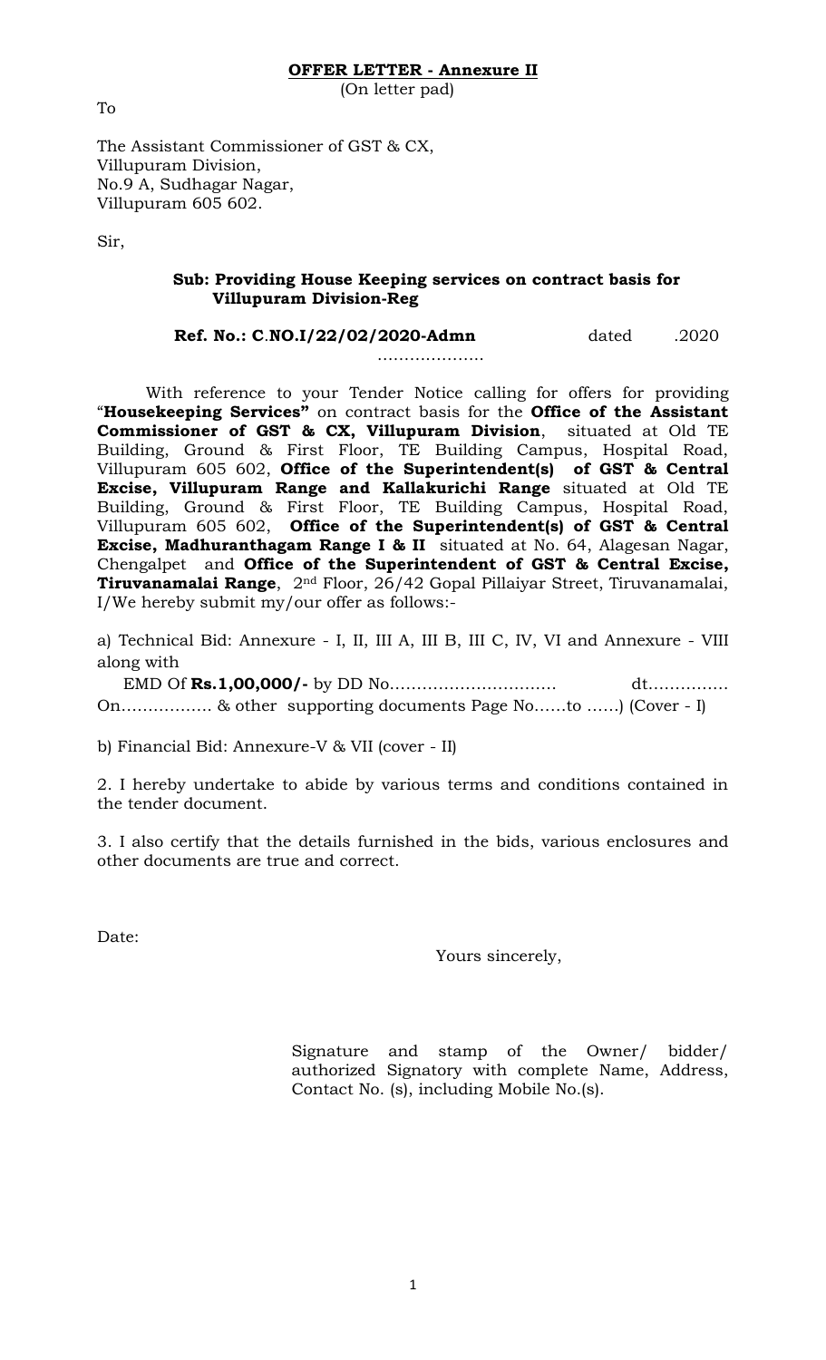**OFFER LETTER - Annexure II**

(On letter pad)

To

The Assistant Commissioner of GST & CX,
Villupuram Division,
No.9 A, Sudhagar Nagar,
Villupuram 605 602.

Sir,

**Sub: Providing House Keeping services on contract basis for Villupuram Division-Reg**

**Ref. No.: C.NO.I/22/02/2020-Admn** dated ………………..2020

With reference to your Tender Notice calling for offers for providing "**Housekeeping Services"** on contract basis for the **Office of the Assistant Commissioner of GST & CX, Villupuram Division**, situated at Old TE Building, Ground & First Floor, TE Building Campus, Hospital Road, Villupuram 605 602, **Office of the Superintendent(s) of GST & Central Excise, Villupuram Range and Kallakurichi Range** situated at Old TE Building, Ground & First Floor, TE Building Campus, Hospital Road, Villupuram 605 602, **Office of the Superintendent(s) of GST & Central Excise, Madhuranthagam Range I & II** situated at No. 64, Alagesan Nagar, Chengalpet and **Office of the Superintendent of GST & Central Excise, Tiruvanamalai Range**, 2nd Floor, 26/42 Gopal Pillaiyar Street, Tiruvanamalai, I/We hereby submit my/our offer as follows:-

a) Technical Bid: Annexure - I, II, III A, III B, III C, IV, VI and Annexure - VIII along with

EMD Of **Rs.1,00,000/-** by DD No………………………… dt…………… On…………….. & other supporting documents Page No……to ……) (Cover - I)

b) Financial Bid: Annexure-V & VII (cover - II)

2. I hereby undertake to abide by various terms and conditions contained in the tender document.

3. I also certify that the details furnished in the bids, various enclosures and other documents are true and correct.

Date:

Yours sincerely,

Signature and stamp of the Owner/ bidder/ authorized Signatory with complete Name, Address, Contact No. (s), including Mobile No.(s).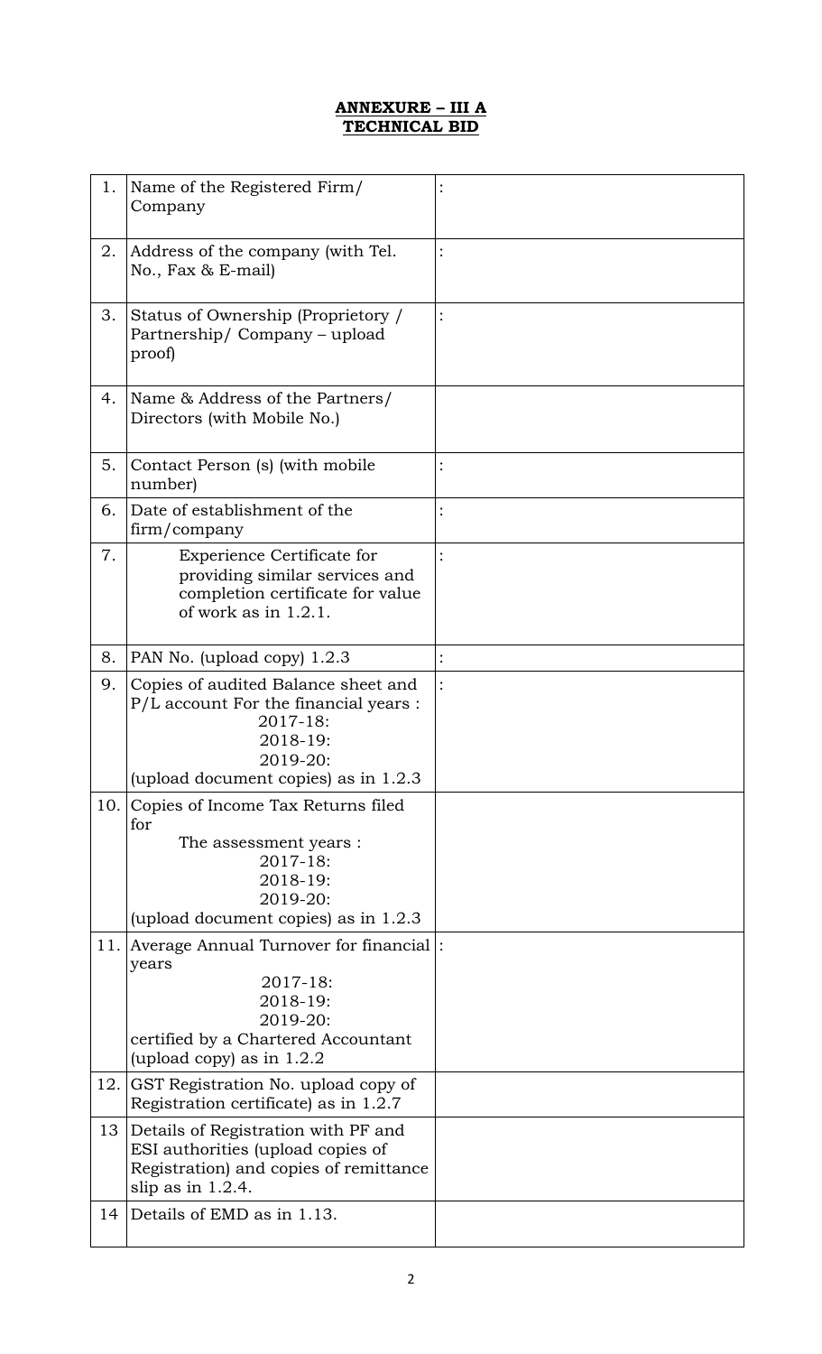# ANNEXURE – III A
## TECHNICAL BID

| | | |
|---|---|---|
| 1. | Name of the Registered Firm/ Company | : |
| 2. | Address of the company (with Tel. No., Fax & E-mail) | : |
| 3. | Status of Ownership (Proprietory / Partnership/ Company – upload proof) | : |
| 4. | Name & Address of the Partners/ Directors (with Mobile No.) | |
| 5. | Contact Person (s) (with mobile number) | : |
| 6. | Date of establishment of the firm/company | : |
| 7. | Experience Certificate for providing similar services and completion certificate for value of work as in 1.2.1. | : |
| 8. | PAN No. (upload copy) 1.2.3 | : |
| 9. | Copies of audited Balance sheet and P/L account For the financial years : 2017-18: 2018-19: 2019-20: (upload document copies) as in 1.2.3 | : |
| 10. | Copies of Income Tax Returns filed for The assessment years : 2017-18: 2018-19: 2019-20: (upload document copies) as in 1.2.3 | |
| 11. | Average Annual Turnover for financial years 2017-18: 2018-19: 2019-20: certified by a Chartered Accountant (upload copy) as in 1.2.2 | : |
| 12. | GST Registration No. upload copy of Registration certificate) as in 1.2.7 | |
| 13 | Details of Registration with PF and ESI authorities (upload copies of Registration) and copies of remittance slip as in 1.2.4. | |
| 14 | Details of EMD as in 1.13. | |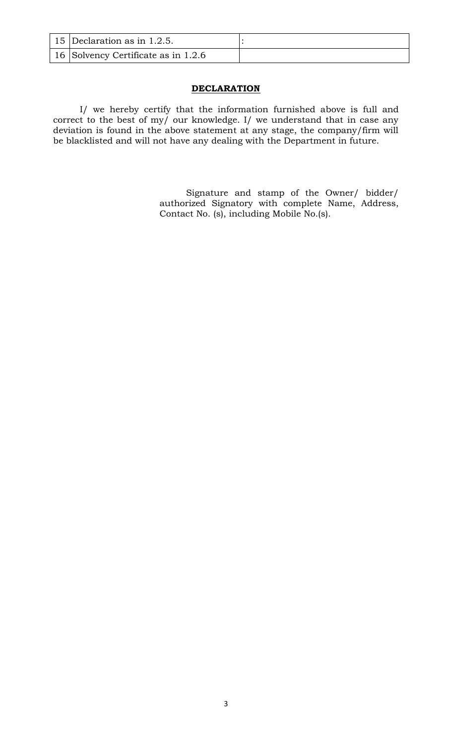| | | |
|---|---|---|
| 15 | Declaration as in 1.2.5. | : |
| 16 | Solvency Certificate as in 1.2.6 | |

## DECLARATION

I/ we hereby certify that the information furnished above is full and correct to the best of my/ our knowledge. I/ we understand that in case any deviation is found in the above statement at any stage, the company/firm will be blacklisted and will not have any dealing with the Department in future.

Signature and stamp of the Owner/ bidder/ authorized Signatory with complete Name, Address, Contact No. (s), including Mobile No.(s).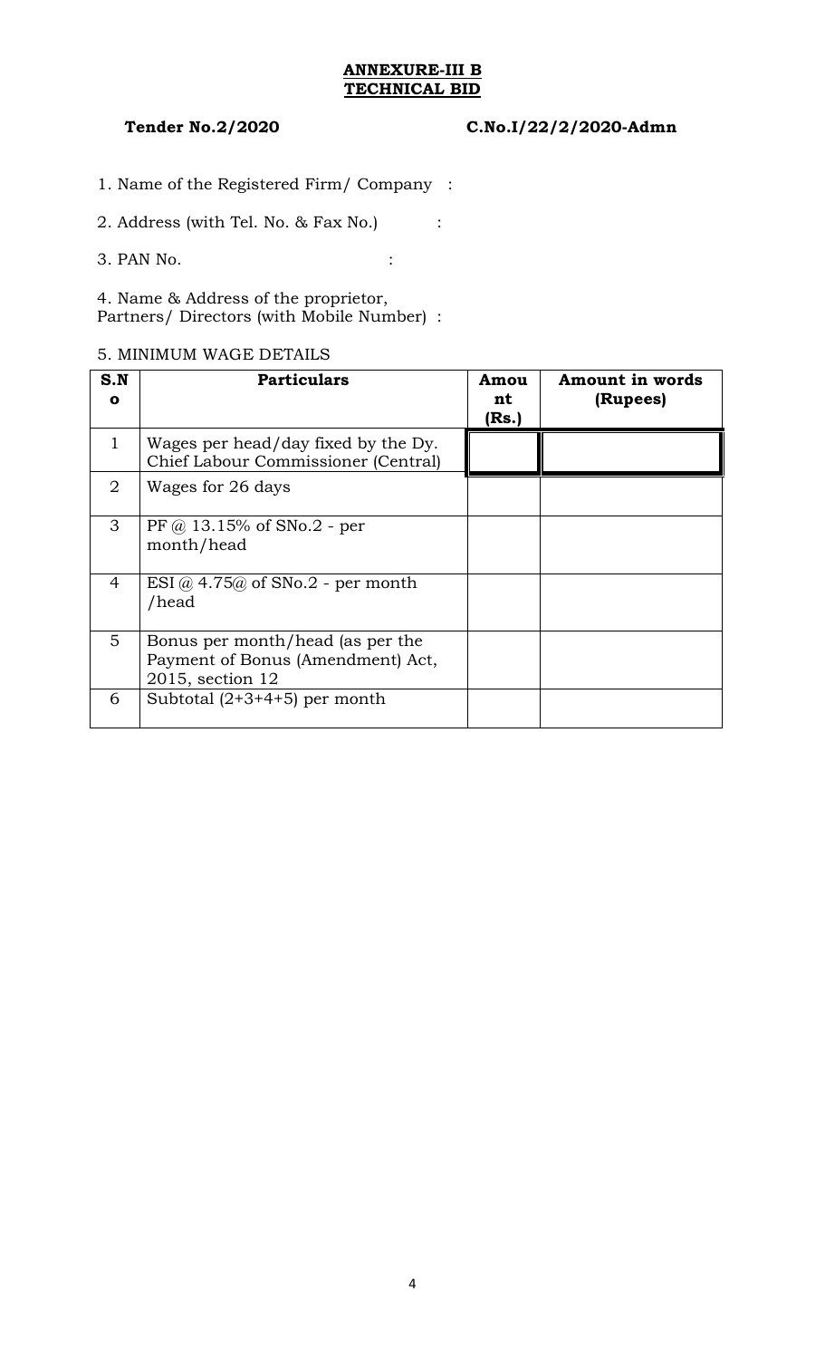**ANNEXURE-III B**
**TECHNICAL BID**

**Tender No.2/2020** **C.No.I/22/2/2020-Admn**

1. Name of the Registered Firm/ Company :

2. Address (with Tel. No. & Fax No.) :

3. PAN No. :

4. Name & Address of the proprietor, Partners/ Directors (with Mobile Number) :

5. MINIMUM WAGE DETAILS

| S.No | Particulars | Amount (Rs.) | Amount in words (Rupees) |
|---|---|---|---|
| 1 | Wages per head/day fixed by the Dy. Chief Labour Commissioner (Central) | | |
| 2 | Wages for 26 days | | |
| 3 | PF @ 13.15% of SNo.2 - per month/head | | |
| 4 | ESI @ 4.75@ of SNo.2 - per month /head | | |
| 5 | Bonus per month/head (as per the Payment of Bonus (Amendment) Act, 2015, section 12 | | |
| 6 | Subtotal (2+3+4+5) per month | | |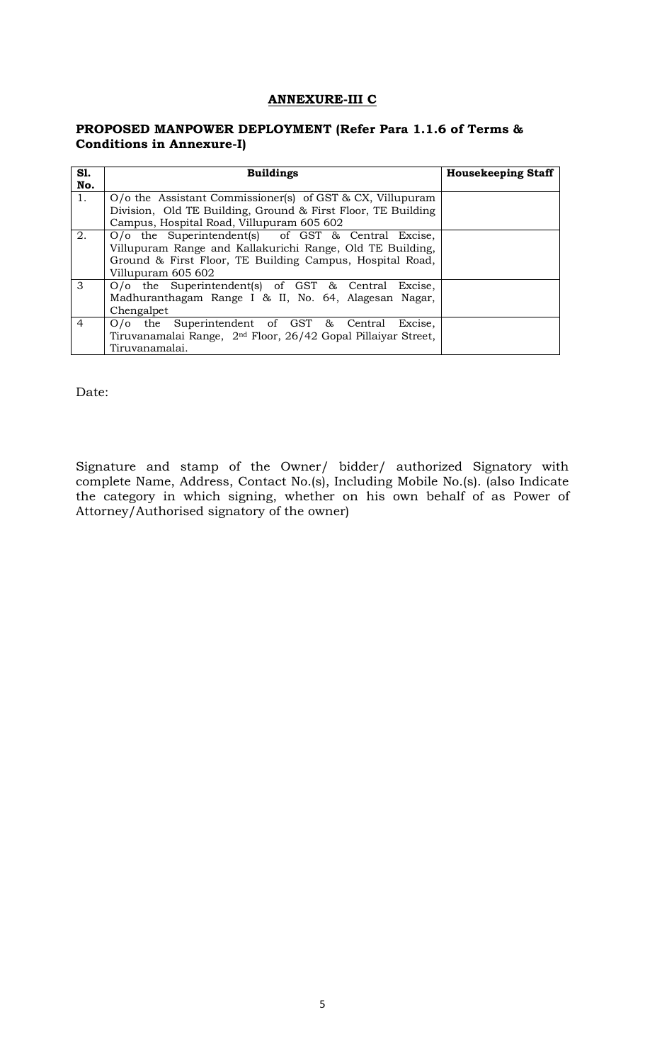## ANNEXURE-III C

### PROPOSED MANPOWER DEPLOYMENT (Refer Para 1.1.6 of Terms & Conditions in Annexure-I)

| Sl. No. | Buildings | Housekeeping Staff |
|---|---|---|
| 1. | O/o the Assistant Commissioner(s) of GST & CX, Villupuram Division, Old TE Building, Ground & First Floor, TE Building Campus, Hospital Road, Villupuram 605 602 | |
| 2. | O/o the Superintendent(s) of GST & Central Excise, Villupuram Range and Kallakurichi Range, Old TE Building, Ground & First Floor, TE Building Campus, Hospital Road, Villupuram 605 602 | |
| 3 | O/o the Superintendent(s) of GST & Central Excise, Madhuranthagam Range I & II, No. 64, Alagesan Nagar, Chengalpet | |
| 4 | O/o the Superintendent of GST & Central Excise, Tiruvanamalai Range, 2nd Floor, 26/42 Gopal Pillaiyar Street, Tiruvanamalai. | |

Date:

Signature and stamp of the Owner/ bidder/ authorized Signatory with complete Name, Address, Contact No.(s), Including Mobile No.(s). (also Indicate the category in which signing, whether on his own behalf of as Power of Attorney/Authorised signatory of the owner)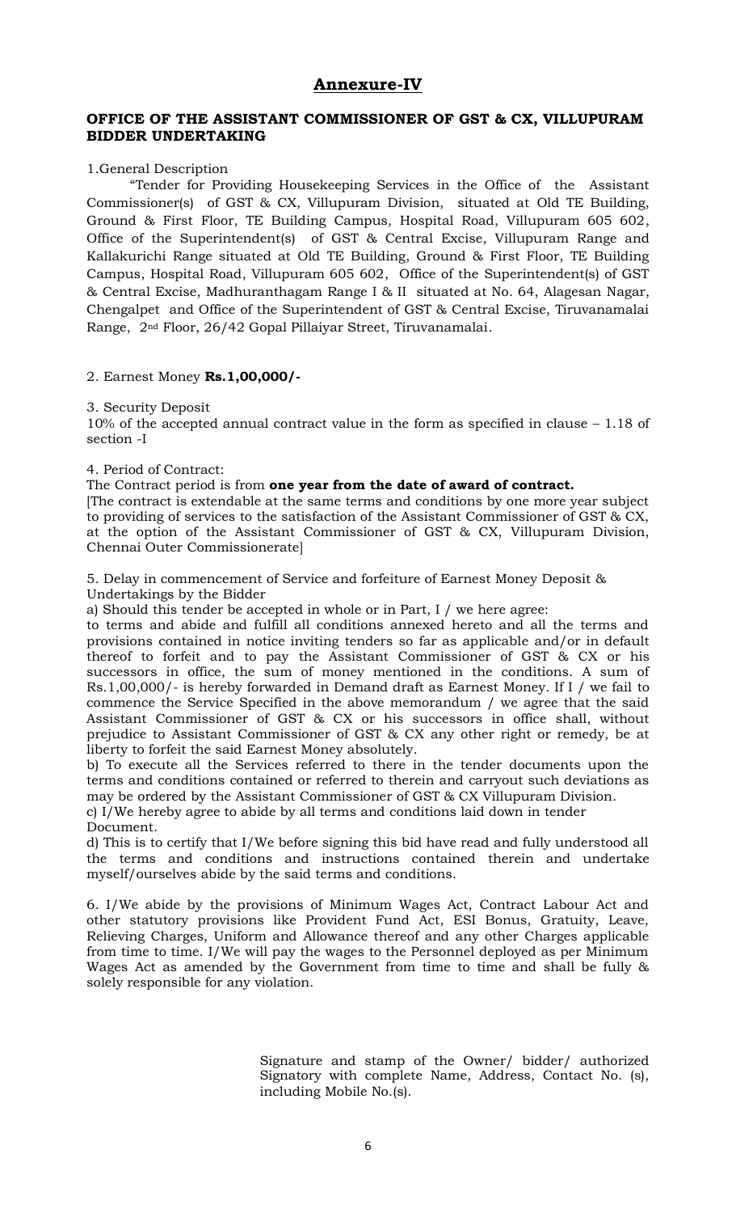# Annexure-IV

## OFFICE OF THE ASSISTANT COMMISSIONER OF GST & CX, VILLUPURAM BIDDER UNDERTAKING

1.General Description

"Tender for Providing Housekeeping Services in the Office of the Assistant Commissioner(s) of GST & CX, Villupuram Division, situated at Old TE Building, Ground & First Floor, TE Building Campus, Hospital Road, Villupuram 605 602, Office of the Superintendent(s) of GST & Central Excise, Villupuram Range and Kallakurichi Range situated at Old TE Building, Ground & First Floor, TE Building Campus, Hospital Road, Villupuram 605 602, Office of the Superintendent(s) of GST & Central Excise, Madhuranthagam Range I & II situated at No. 64, Alagesan Nagar, Chengalpet and Office of the Superintendent of GST & Central Excise, Tiruvanamalai Range, 2nd Floor, 26/42 Gopal Pillaiyar Street, Tiruvanamalai.

2. Earnest Money **Rs.1,00,000/-**

3. Security Deposit

10% of the accepted annual contract value in the form as specified in clause – 1.18 of section -I

4. Period of Contract:

The Contract period is from **one year from the date of award of contract.**

[The contract is extendable at the same terms and conditions by one more year subject to providing of services to the satisfaction of the Assistant Commissioner of GST & CX, at the option of the Assistant Commissioner of GST & CX, Villupuram Division, Chennai Outer Commissionerate]

5. Delay in commencement of Service and forfeiture of Earnest Money Deposit & Undertakings by the Bidder

a) Should this tender be accepted in whole or in Part, I / we here agree:

to terms and abide and fulfill all conditions annexed hereto and all the terms and provisions contained in notice inviting tenders so far as applicable and/or in default thereof to forfeit and to pay the Assistant Commissioner of GST & CX or his successors in office, the sum of money mentioned in the conditions. A sum of Rs.1,00,000/- is hereby forwarded in Demand draft as Earnest Money. If I / we fail to commence the Service Specified in the above memorandum / we agree that the said Assistant Commissioner of GST & CX or his successors in office shall, without prejudice to Assistant Commissioner of GST & CX any other right or remedy, be at liberty to forfeit the said Earnest Money absolutely.

b) To execute all the Services referred to there in the tender documents upon the terms and conditions contained or referred to therein and carryout such deviations as may be ordered by the Assistant Commissioner of GST & CX Villupuram Division.

c) I/We hereby agree to abide by all terms and conditions laid down in tender Document.

d) This is to certify that I/We before signing this bid have read and fully understood all the terms and conditions and instructions contained therein and undertake myself/ourselves abide by the said terms and conditions.

6. I/We abide by the provisions of Minimum Wages Act, Contract Labour Act and other statutory provisions like Provident Fund Act, ESI Bonus, Gratuity, Leave, Relieving Charges, Uniform and Allowance thereof and any other Charges applicable from time to time. I/We will pay the wages to the Personnel deployed as per Minimum Wages Act as amended by the Government from time to time and shall be fully & solely responsible for any violation.

Signature and stamp of the Owner/ bidder/ authorized Signatory with complete Name, Address, Contact No. (s), including Mobile No.(s).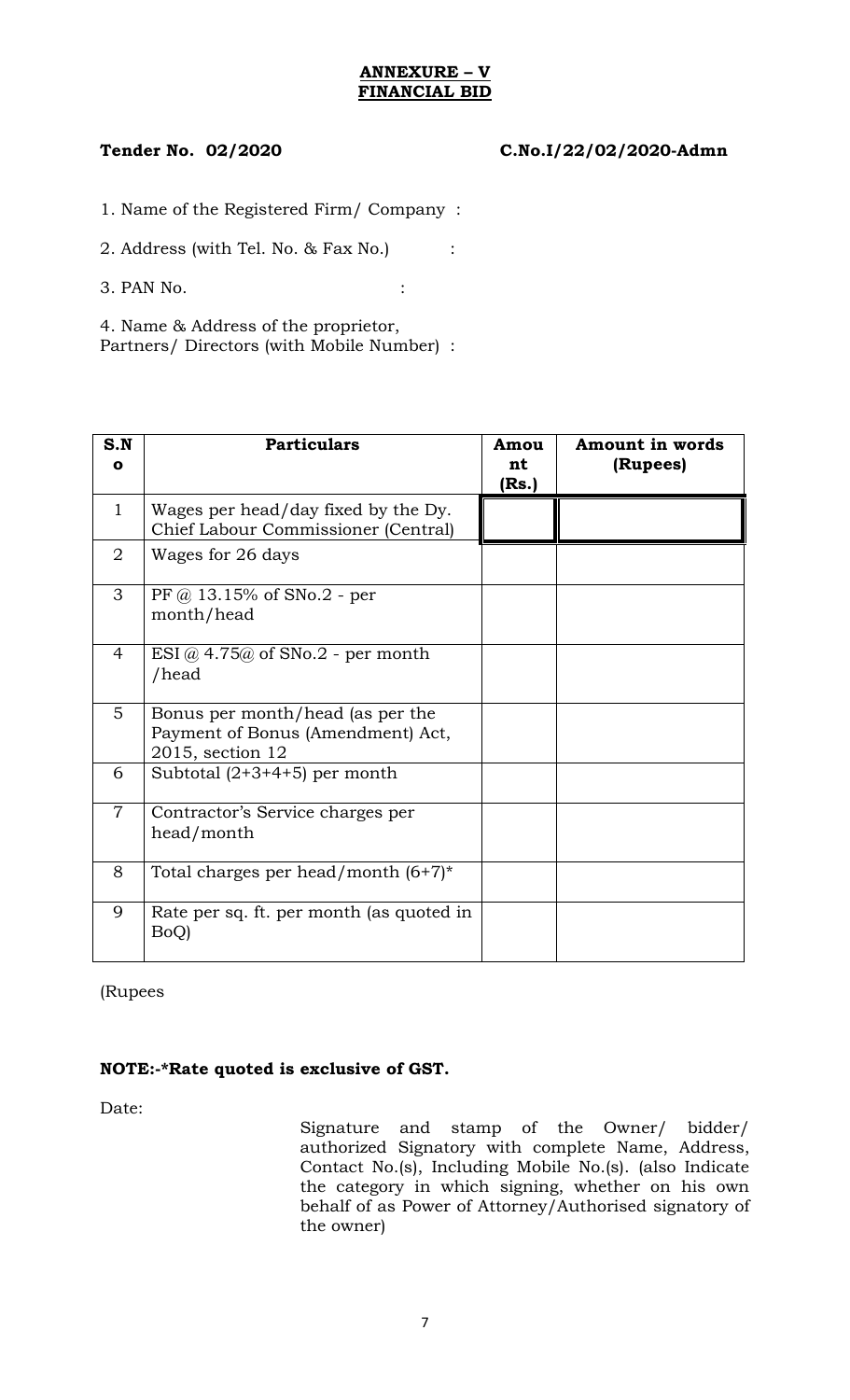**ANNEXURE – V**
**FINANCIAL BID**

**Tender No. 02/2020** **C.No.I/22/02/2020-Admn**

1. Name of the Registered Firm/ Company :

2. Address (with Tel. No. & Fax No.) :

3. PAN No. :

4. Name & Address of the proprietor, Partners/ Directors (with Mobile Number) :

| S.No | Particulars | Amount (Rs.) | Amount in words (Rupees) |
|---|---|---|---|
| 1 | Wages per head/day fixed by the Dy. Chief Labour Commissioner (Central) | | |
| 2 | Wages for 26 days | | |
| 3 | PF @ 13.15% of SNo.2 - per month/head | | |
| 4 | ESI @ 4.75@ of SNo.2 - per month /head | | |
| 5 | Bonus per month/head (as per the Payment of Bonus (Amendment) Act, 2015, section 12 | | |
| 6 | Subtotal (2+3+4+5) per month | | |
| 7 | Contractor's Service charges per head/month | | |
| 8 | Total charges per head/month (6+7)* | | |
| 9 | Rate per sq. ft. per month (as quoted in BoQ) | | |

(Rupees

**NOTE:-*Rate quoted is exclusive of GST.**

Date:

Signature and stamp of the Owner/ bidder/ authorized Signatory with complete Name, Address, Contact No.(s), Including Mobile No.(s). (also Indicate the category in which signing, whether on his own behalf of as Power of Attorney/Authorised signatory of the owner)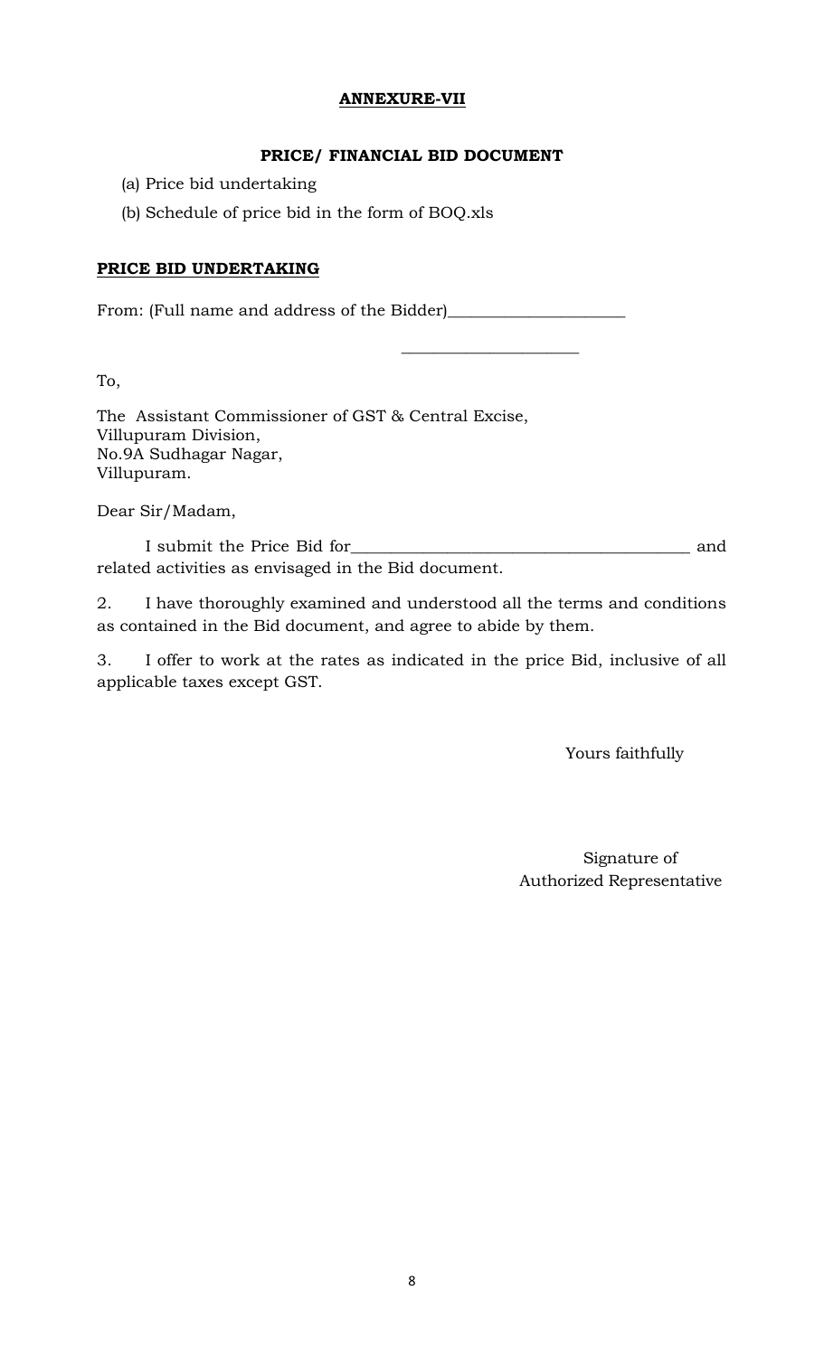## ANNEXURE-VII

### PRICE/ FINANCIAL BID DOCUMENT

(a) Price bid undertaking

(b) Schedule of price bid in the form of BOQ.xls

**PRICE BID UNDERTAKING**

From: (Full name and address of the Bidder)______________________

______________________

To,

The Assistant Commissioner of GST & Central Excise,
Villupuram Division,
No.9A Sudhagar Nagar,
Villupuram.

Dear Sir/Madam,

I submit the Price Bid for_________________________________________ and related activities as envisaged in the Bid document.

2. I have thoroughly examined and understood all the terms and conditions as contained in the Bid document, and agree to abide by them.

3. I offer to work at the rates as indicated in the price Bid, inclusive of all applicable taxes except GST.

Yours faithfully

Signature of
Authorized Representative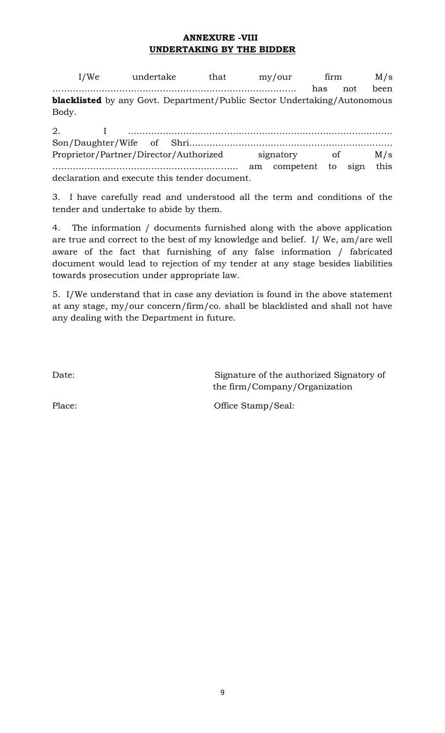**ANNEXURE -VIII**

**UNDERTAKING BY THE BIDDER**

I/We undertake that my/our firm M/s ………………………………………………………………………… has not been **blacklisted** by any Govt. Department/Public Sector Undertaking/Autonomous Body.

2. I ………………………………………………………………………………. Son/Daughter/Wife of Shri……………………………………………………………. Proprietor/Partner/Director/Authorized signatory of M/s ……………………………………………………… am competent to sign this declaration and execute this tender document.

3. I have carefully read and understood all the term and conditions of the tender and undertake to abide by them.

4. The information / documents furnished along with the above application are true and correct to the best of my knowledge and belief. I/ We, am/are well aware of the fact that furnishing of any false information / fabricated document would lead to rejection of my tender at any stage besides liabilities towards prosecution under appropriate law.

5. I/We understand that in case any deviation is found in the above statement at any stage, my/our concern/firm/co. shall be blacklisted and shall not have any dealing with the Department in future.

Date: Signature of the authorized Signatory of the firm/Company/Organization

Place: Office Stamp/Seal: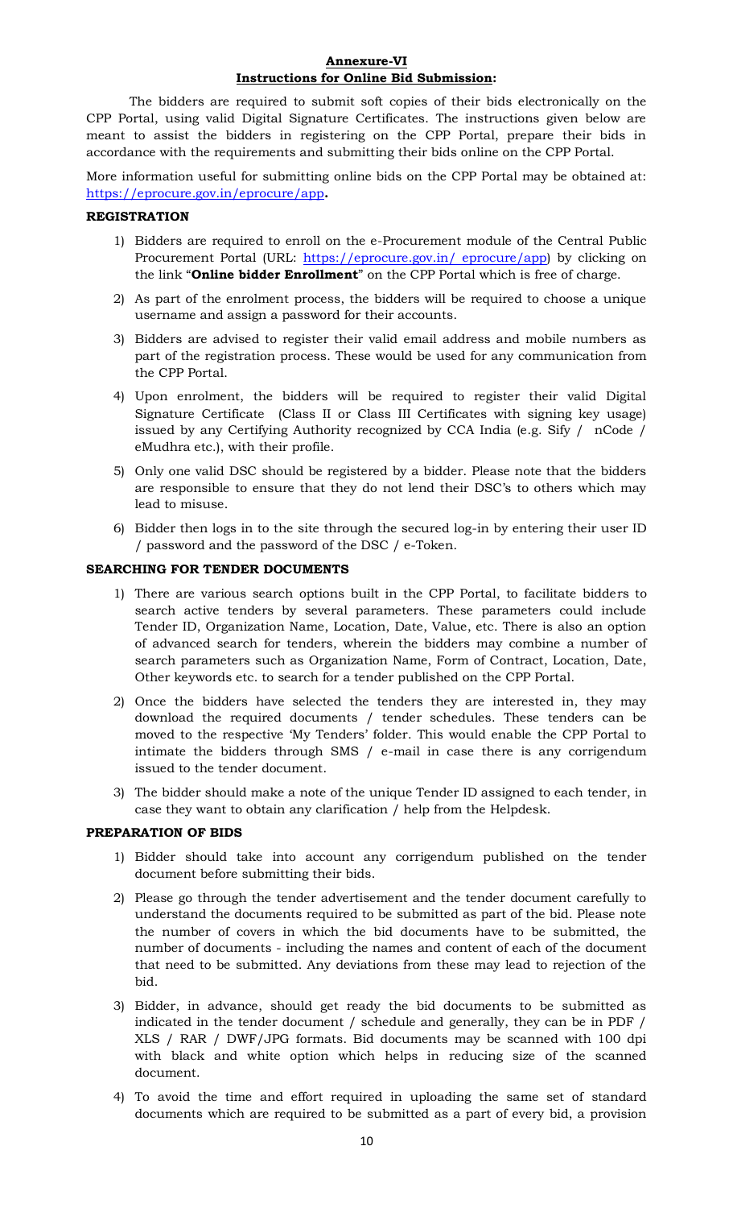**Annexure-VI**

**Instructions for Online Bid Submission:**

The bidders are required to submit soft copies of their bids electronically on the CPP Portal, using valid Digital Signature Certificates. The instructions given below are meant to assist the bidders in registering on the CPP Portal, prepare their bids in accordance with the requirements and submitting their bids online on the CPP Portal.

More information useful for submitting online bids on the CPP Portal may be obtained at: https://eprocure.gov.in/eprocure/app**.**

**REGISTRATION**

1) Bidders are required to enroll on the e-Procurement module of the Central Public Procurement Portal (URL: https://eprocure.gov.in/ eprocure/app) by clicking on the link "**Online bidder Enrollment**" on the CPP Portal which is free of charge.
2) As part of the enrolment process, the bidders will be required to choose a unique username and assign a password for their accounts.
3) Bidders are advised to register their valid email address and mobile numbers as part of the registration process. These would be used for any communication from the CPP Portal.
4) Upon enrolment, the bidders will be required to register their valid Digital Signature Certificate (Class II or Class III Certificates with signing key usage) issued by any Certifying Authority recognized by CCA India (e.g. Sify / nCode / eMudhra etc.), with their profile.
5) Only one valid DSC should be registered by a bidder. Please note that the bidders are responsible to ensure that they do not lend their DSC's to others which may lead to misuse.
6) Bidder then logs in to the site through the secured log-in by entering their user ID / password and the password of the DSC / e-Token.

**SEARCHING FOR TENDER DOCUMENTS**

1) There are various search options built in the CPP Portal, to facilitate bidders to search active tenders by several parameters. These parameters could include Tender ID, Organization Name, Location, Date, Value, etc. There is also an option of advanced search for tenders, wherein the bidders may combine a number of search parameters such as Organization Name, Form of Contract, Location, Date, Other keywords etc. to search for a tender published on the CPP Portal.
2) Once the bidders have selected the tenders they are interested in, they may download the required documents / tender schedules. These tenders can be moved to the respective 'My Tenders' folder. This would enable the CPP Portal to intimate the bidders through SMS / e-mail in case there is any corrigendum issued to the tender document.
3) The bidder should make a note of the unique Tender ID assigned to each tender, in case they want to obtain any clarification / help from the Helpdesk.

**PREPARATION OF BIDS**

1) Bidder should take into account any corrigendum published on the tender document before submitting their bids.
2) Please go through the tender advertisement and the tender document carefully to understand the documents required to be submitted as part of the bid. Please note the number of covers in which the bid documents have to be submitted, the number of documents - including the names and content of each of the document that need to be submitted. Any deviations from these may lead to rejection of the bid.
3) Bidder, in advance, should get ready the bid documents to be submitted as indicated in the tender document / schedule and generally, they can be in PDF / XLS / RAR / DWF/JPG formats. Bid documents may be scanned with 100 dpi with black and white option which helps in reducing size of the scanned document.
4) To avoid the time and effort required in uploading the same set of standard documents which are required to be submitted as a part of every bid, a provision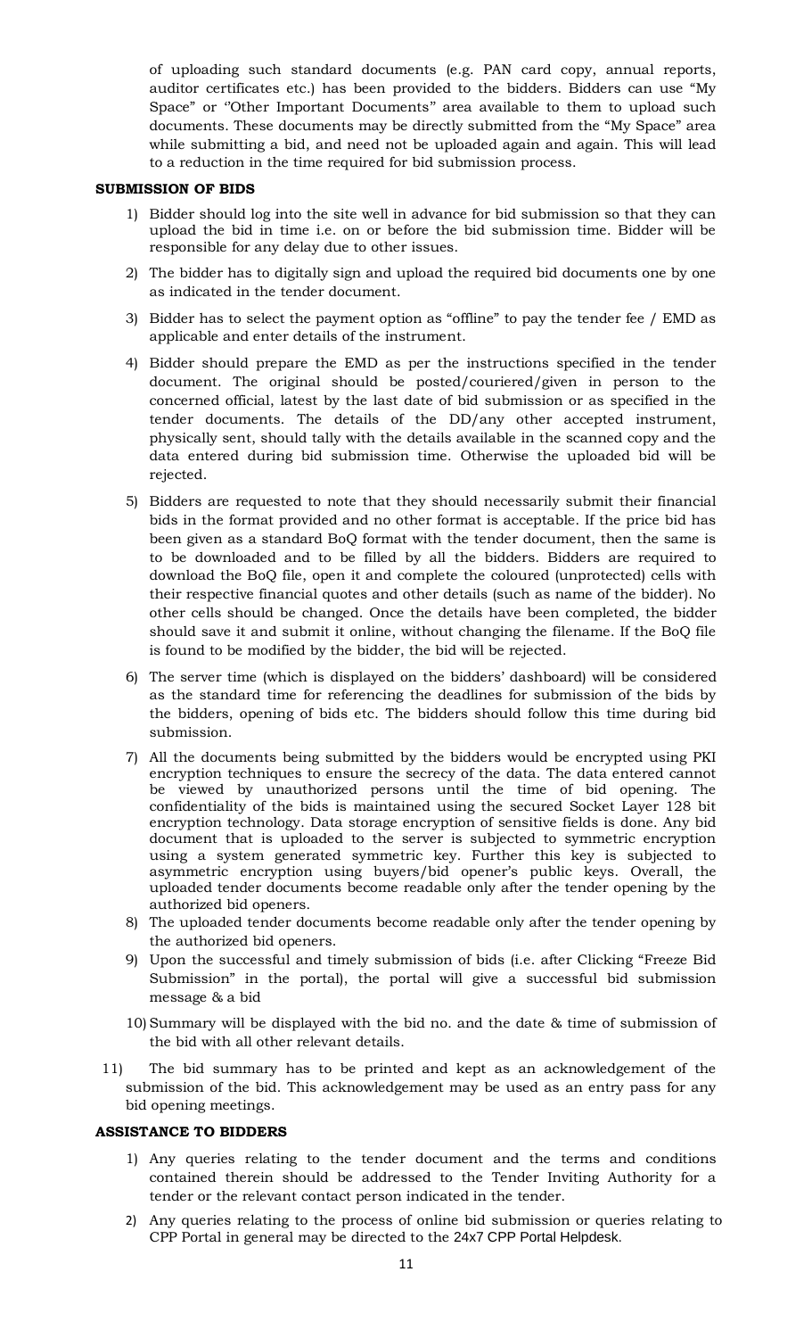of uploading such standard documents (e.g. PAN card copy, annual reports, auditor certificates etc.) has been provided to the bidders. Bidders can use "My Space" or "Other Important Documents" area available to them to upload such documents. These documents may be directly submitted from the "My Space" area while submitting a bid, and need not be uploaded again and again. This will lead to a reduction in the time required for bid submission process.

**SUBMISSION OF BIDS**

1) Bidder should log into the site well in advance for bid submission so that they can upload the bid in time i.e. on or before the bid submission time. Bidder will be responsible for any delay due to other issues.
2) The bidder has to digitally sign and upload the required bid documents one by one as indicated in the tender document.
3) Bidder has to select the payment option as "offline" to pay the tender fee / EMD as applicable and enter details of the instrument.
4) Bidder should prepare the EMD as per the instructions specified in the tender document. The original should be posted/couriered/given in person to the concerned official, latest by the last date of bid submission or as specified in the tender documents. The details of the DD/any other accepted instrument, physically sent, should tally with the details available in the scanned copy and the data entered during bid submission time. Otherwise the uploaded bid will be rejected.
5) Bidders are requested to note that they should necessarily submit their financial bids in the format provided and no other format is acceptable. If the price bid has been given as a standard BoQ format with the tender document, then the same is to be downloaded and to be filled by all the bidders. Bidders are required to download the BoQ file, open it and complete the coloured (unprotected) cells with their respective financial quotes and other details (such as name of the bidder). No other cells should be changed. Once the details have been completed, the bidder should save it and submit it online, without changing the filename. If the BoQ file is found to be modified by the bidder, the bid will be rejected.
6) The server time (which is displayed on the bidders' dashboard) will be considered as the standard time for referencing the deadlines for submission of the bids by the bidders, opening of bids etc. The bidders should follow this time during bid submission.
7) All the documents being submitted by the bidders would be encrypted using PKI encryption techniques to ensure the secrecy of the data. The data entered cannot be viewed by unauthorized persons until the time of bid opening. The confidentiality of the bids is maintained using the secured Socket Layer 128 bit encryption technology. Data storage encryption of sensitive fields is done. Any bid document that is uploaded to the server is subjected to symmetric encryption using a system generated symmetric key. Further this key is subjected to asymmetric encryption using buyers/bid opener's public keys. Overall, the uploaded tender documents become readable only after the tender opening by the authorized bid openers.
8) The uploaded tender documents become readable only after the tender opening by the authorized bid openers.
9) Upon the successful and timely submission of bids (i.e. after Clicking "Freeze Bid Submission" in the portal), the portal will give a successful bid submission message & a bid
10) Summary will be displayed with the bid no. and the date & time of submission of the bid with all other relevant details.
11) The bid summary has to be printed and kept as an acknowledgement of the submission of the bid. This acknowledgement may be used as an entry pass for any bid opening meetings.

**ASSISTANCE TO BIDDERS**

1) Any queries relating to the tender document and the terms and conditions contained therein should be addressed to the Tender Inviting Authority for a tender or the relevant contact person indicated in the tender.
2) Any queries relating to the process of online bid submission or queries relating to CPP Portal in general may be directed to the 24x7 CPP Portal Helpdesk.